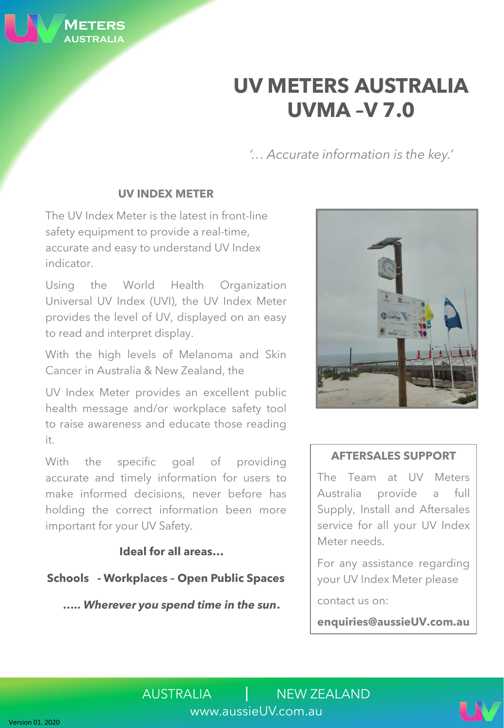METERS AUSTRALIA

# UV METERS AUSTRALIA UVMA –V 7.0

*'… Accurate information is the key.'*

## UV INDEX METER

The UV Index Meter is the latest in front-line safety equipment to provide a real-time, accurate and easy to understand UV Index indicator.

Using the World Health Organization Universal UV Index (UVI), the UV Index Meter provides the level of UV, displayed on an easy to read and interpret display.

With the high levels of Melanoma and Skin Cancer in Australia & New Zealand, the

UV Index Meter provides an excellent public health message and/or workplace safety tool to raise awareness and educate those reading it.

With the specific goal of providing accurate and timely information for users to make informed decisions, never before has holding the correct information been more important for your UV Safety.

**Ideal for all areas…**

**Schools - Workplaces – Open Public Spaces**

***….. Wherever you spend time in the sun.***

## AFTERSALES SUPPORT

The Team at UV Meters Australia provide a full Supply, Install and Aftersales service for all your UV Index Meter needs.

For any assistance regarding your UV Index Meter please

contact us on:

**enquiries@aussieUV.com.au**

AUSTRALIA | NEW ZEALAND

www.aussieUV.com.au

Version 01. 2020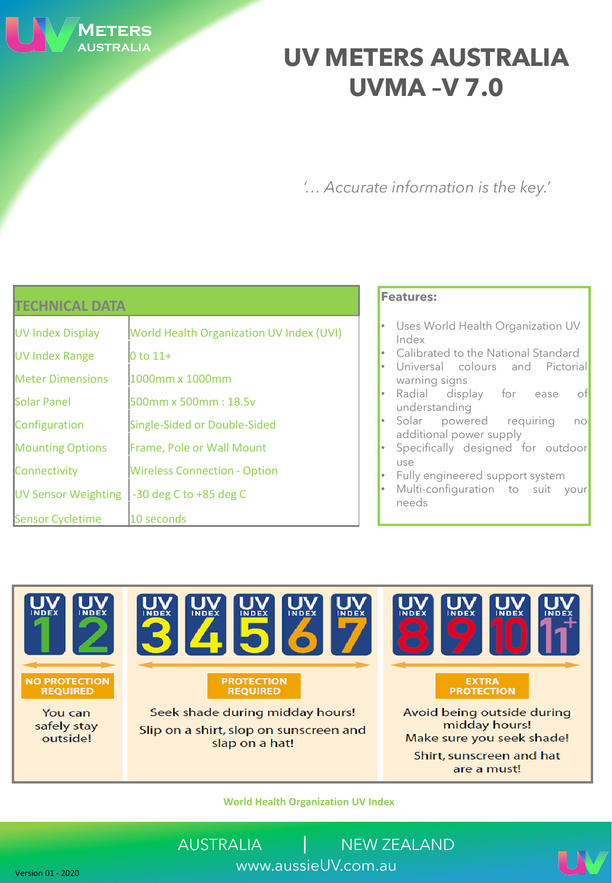# UV METERS AUSTRALIA
# UVMA –V 7.0

*'… Accurate information is the key.'*

## TECHNICAL DATA

| | |
|---|---|
| UV Index Display | World Health Organization UV Index (UVI) |
| UV Index Range | 0 to 11+ |
| Meter Dimensions | 1000mm x 1000mm |
| Solar Panel | 500mm x 500mm : 18.5v |
| Configuration | Single-Sided or Double-Sided |
| Mounting Options | Frame, Pole or Wall Mount |
| Connectivity | Wireless Connection - Option |
| UV Sensor Weighting | -30 deg C to +85 deg C |
| Sensor Cycletime | 10 seconds |

## Features:

- Uses World Health Organization UV Index
- Calibrated to the National Standard
- Universal colours and Pictorial warning signs
- Radial display for ease of understanding
- Solar powered requiring no additional power supply
- Specifically designed for outdoor use
- Fully engineered support system
- Multi-configuration to suit your needs

UV INDEX 1, 2 — **NO PROTECTION REQUIRED**

You can safely stay outside!

UV INDEX 3, 4, 5, 6, 7 — **PROTECTION REQUIRED**

Seek shade during midday hours!
Slip on a shirt, slop on sunscreen and slap on a hat!

UV INDEX 8, 9, 10, 11+ — **EXTRA PROTECTION**

Avoid being outside during midday hours!
Make sure you seek shade!
Shirt, sunscreen and hat are a must!

**World Health Organization UV Index**

AUSTRALIA | NEW ZEALAND

www.aussieUV.com.au

Version 01 - 2020